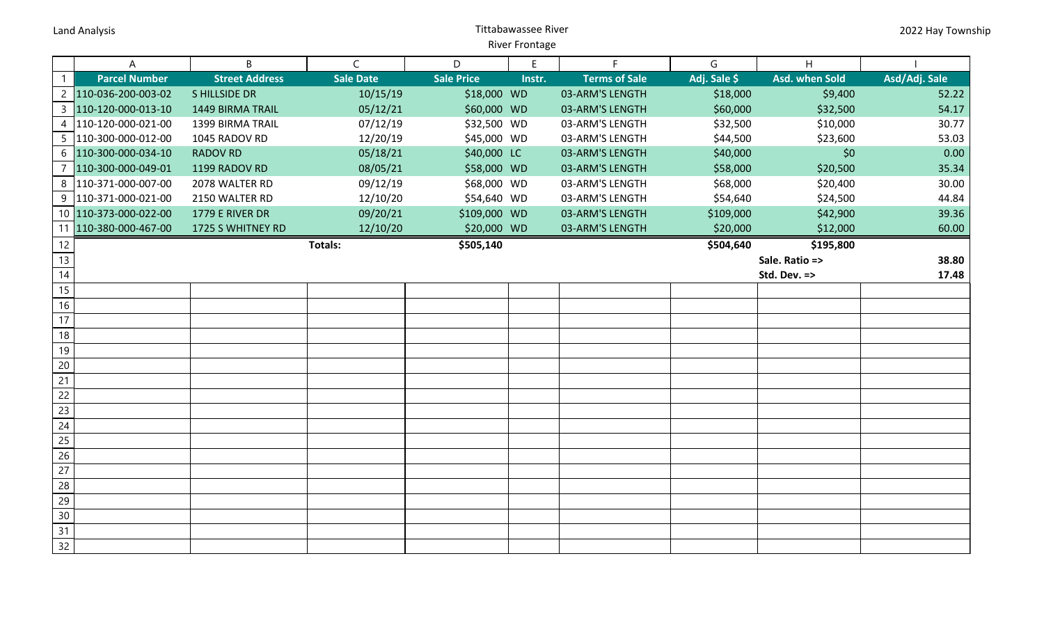Land Analysis

# Tittabawassee River

## River Frontage

2022 Hay Township

| Parcel Number | Street Address | Sale Date | Sale Price | Instr. | Terms of Sale | Adj. Sale $ | Asd. when Sold | Asd/Adj. Sale |
|---|---|---|---|---|---|---|---|---|
| 110-036-200-003-02 | S HILLSIDE DR | 10/15/19 | $18,000 | WD | 03-ARM'S LENGTH | $18,000 | $9,400 | 52.22 |
| 110-120-000-013-10 | 1449 BIRMA TRAIL | 05/12/21 | $60,000 | WD | 03-ARM'S LENGTH | $60,000 | $32,500 | 54.17 |
| 110-120-000-021-00 | 1399 BIRMA TRAIL | 07/12/19 | $32,500 | WD | 03-ARM'S LENGTH | $32,500 | $10,000 | 30.77 |
| 110-300-000-012-00 | 1045 RADOV RD | 12/20/19 | $45,000 | WD | 03-ARM'S LENGTH | $44,500 | $23,600 | 53.03 |
| 110-300-000-034-10 | RADOV RD | 05/18/21 | $40,000 | LC | 03-ARM'S LENGTH | $40,000 | $0 | 0.00 |
| 110-300-000-049-01 | 1199 RADOV RD | 08/05/21 | $58,000 | WD | 03-ARM'S LENGTH | $58,000 | $20,500 | 35.34 |
| 110-371-000-007-00 | 2078 WALTER RD | 09/12/19 | $68,000 | WD | 03-ARM'S LENGTH | $68,000 | $20,400 | 30.00 |
| 110-371-000-021-00 | 2150 WALTER RD | 12/10/20 | $54,640 | WD | 03-ARM'S LENGTH | $54,640 | $24,500 | 44.84 |
| 110-373-000-022-00 | 1779 E RIVER DR | 09/20/21 | $109,000 | WD | 03-ARM'S LENGTH | $109,000 | $42,900 | 39.36 |
| 110-380-000-467-00 | 1725 S WHITNEY RD | 12/10/20 | $20,000 | WD | 03-ARM'S LENGTH | $20,000 | $12,000 | 60.00 |
| | | Totals: | $505,140 | | | $504,640 | $195,800 | |
| | | | | | | | Sale. Ratio => | 38.80 |
| | | | | | | | Std. Dev. => | 17.48 |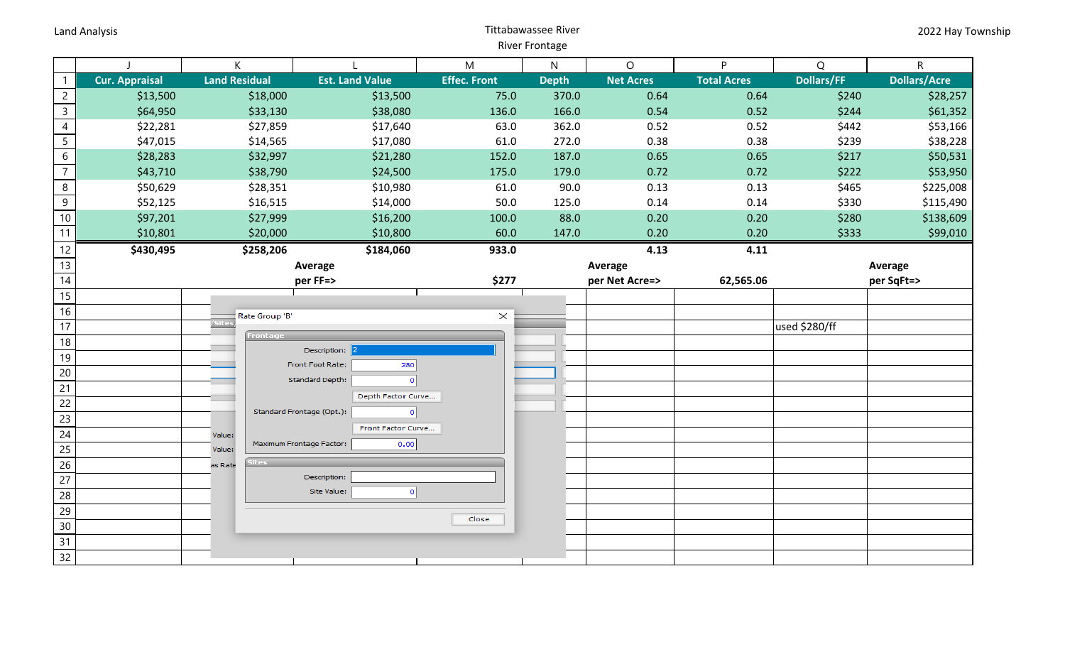Land Analysis — Tittabawassee River — River Frontage — 2022 Hay Township

| | J | K | L | M | N | O | P | Q | R |
|---|---|---|---|---|---|---|---|---|---|
| 1 | Cur. Appraisal | Land Residual | Est. Land Value | Effec. Front | Depth | Net Acres | Total Acres | Dollars/FF | Dollars/Acre |
| 2 | $13,500 | $18,000 | $13,500 | 75.0 | 370.0 | 0.64 | 0.64 | $240 | $28,257 |
| 3 | $64,950 | $33,130 | $38,080 | 136.0 | 166.0 | 0.54 | 0.52 | $244 | $61,352 |
| 4 | $22,281 | $27,859 | $17,640 | 63.0 | 362.0 | 0.52 | 0.52 | $442 | $53,166 |
| 5 | $47,015 | $14,565 | $17,080 | 61.0 | 272.0 | 0.38 | 0.38 | $239 | $38,228 |
| 6 | $28,283 | $32,997 | $21,280 | 152.0 | 187.0 | 0.65 | 0.65 | $217 | $50,531 |
| 7 | $43,710 | $38,790 | $24,500 | 175.0 | 179.0 | 0.72 | 0.72 | $222 | $53,950 |
| 8 | $50,629 | $28,351 | $10,980 | 61.0 | 90.0 | 0.13 | 0.13 | $465 | $225,008 |
| 9 | $52,125 | $16,515 | $14,000 | 50.0 | 125.0 | 0.14 | 0.14 | $330 | $115,490 |
| 10 | $97,201 | $27,999 | $16,200 | 100.0 | 88.0 | 0.20 | 0.20 | $280 | $138,609 |
| 11 | $10,801 | $20,000 | $10,800 | 60.0 | 147.0 | 0.20 | 0.20 | $333 | $99,010 |
| 12 | $430,495 | $258,206 | $184,060 | 933.0 | | 4.13 | 4.11 | | |
| 13 | | | Average | | | Average | | | Average |
| 14 | | | per FF=> | $277 | | per Net Acre=> | 62,565.06 | | per SqFt=> |
| 17 | | | | | | | | used $280/ff | |

Rate Group 'B'

**Frontage**

Description: 2

Front Foot Rate: 280

Standard Depth: 0

Depth Factor Curve...

Standard Frontage (Opt.): 0

Front Factor Curve...

Maximum Frontage Factor: 0.00

**Sites**

Description:

Site Value: 0

Close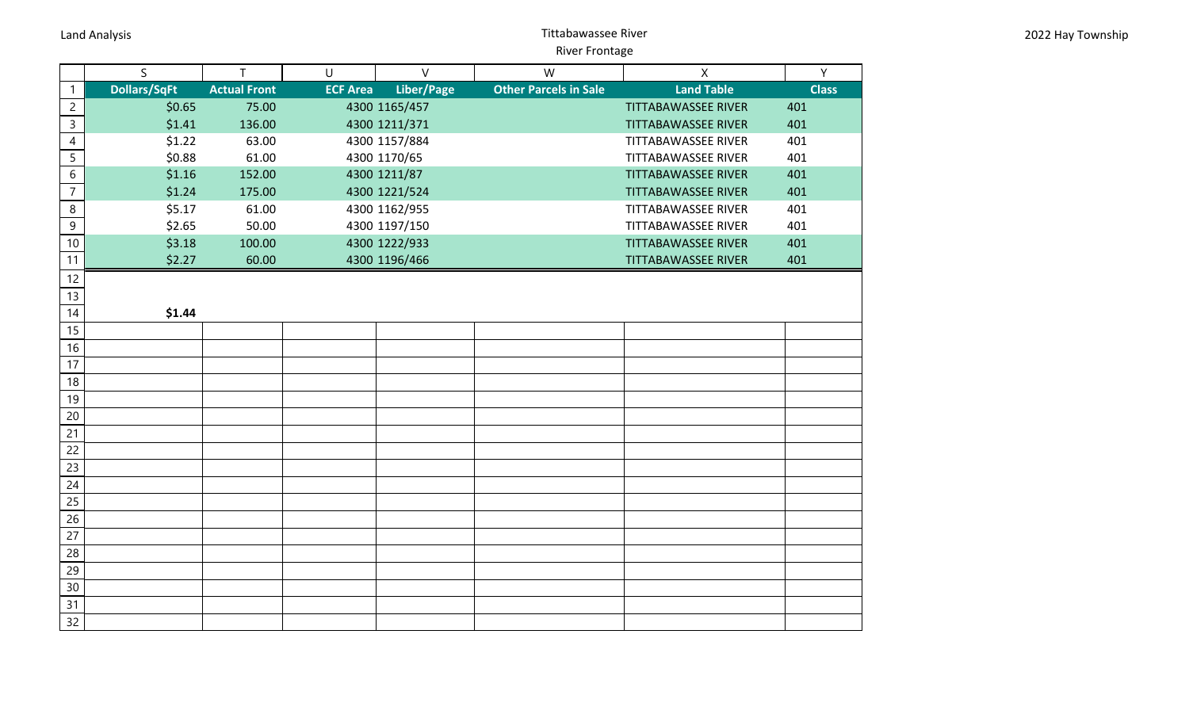# Tittabawassee River

## River Frontage

| Dollars/SqFt | Actual Front | ECF Area | Liber/Page | Other Parcels in Sale | Land Table | Class |
|---|---|---|---|---|---|---|
| $0.65 | 75.00 | 4300 | 1165/457 | | TITTABAWASSEE RIVER | 401 |
| $1.41 | 136.00 | 4300 | 1211/371 | | TITTABAWASSEE RIVER | 401 |
| $1.22 | 63.00 | 4300 | 1157/884 | | TITTABAWASSEE RIVER | 401 |
| $0.88 | 61.00 | 4300 | 1170/65 | | TITTABAWASSEE RIVER | 401 |
| $1.16 | 152.00 | 4300 | 1211/87 | | TITTABAWASSEE RIVER | 401 |
| $1.24 | 175.00 | 4300 | 1221/524 | | TITTABAWASSEE RIVER | 401 |
| $5.17 | 61.00 | 4300 | 1162/955 | | TITTABAWASSEE RIVER | 401 |
| $2.65 | 50.00 | 4300 | 1197/150 | | TITTABAWASSEE RIVER | 401 |
| $3.18 | 100.00 | 4300 | 1222/933 | | TITTABAWASSEE RIVER | 401 |
| $2.27 | 60.00 | 4300 | 1196/466 | | TITTABAWASSEE RIVER | 401 |
| | | | | | | |
| | | | | | | |
| **$1.44** | | | | | | |